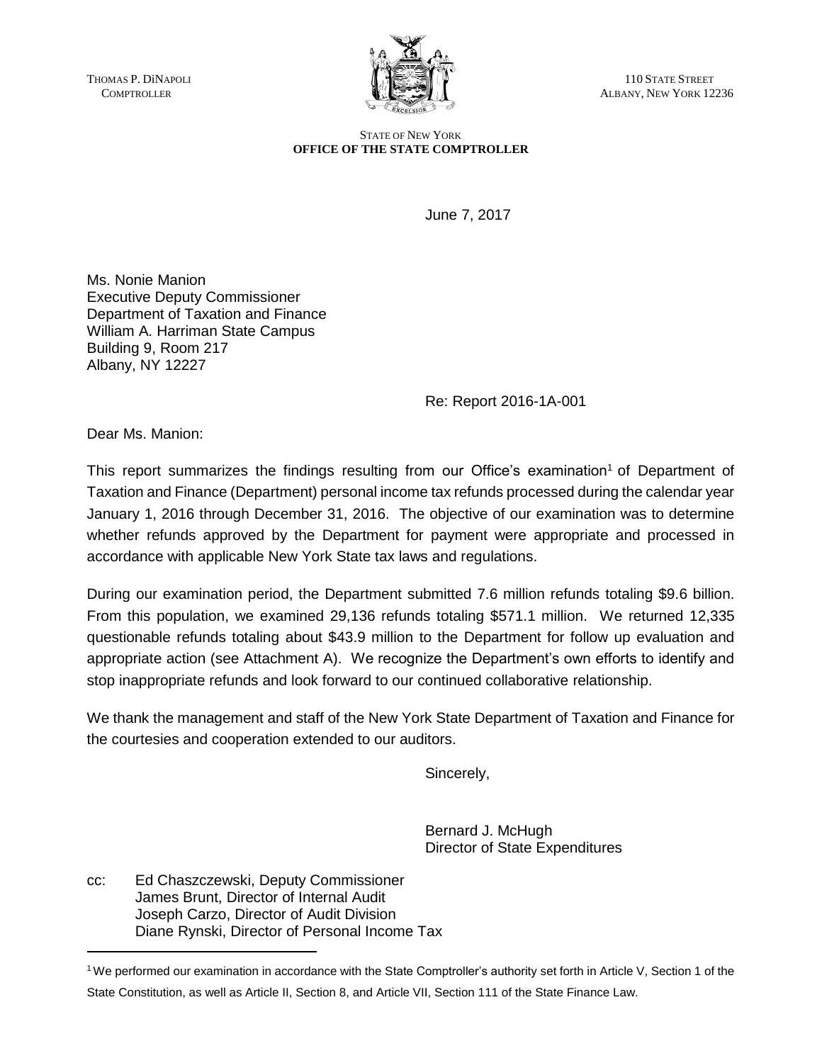THOMAS P. DiNAPOLI
COMPTROLLER

110 STATE STREET
ALBANY, NEW YORK 12236

STATE OF NEW YORK
**OFFICE OF THE STATE COMPTROLLER**

June 7, 2017

Ms. Nonie Manion
Executive Deputy Commissioner
Department of Taxation and Finance
William A. Harriman State Campus
Building 9, Room 217
Albany, NY 12227

Re: Report 2016-1A-001

Dear Ms. Manion:

This report summarizes the findings resulting from our Office's examination[1] of Department of Taxation and Finance (Department) personal income tax refunds processed during the calendar year January 1, 2016 through December 31, 2016. The objective of our examination was to determine whether refunds approved by the Department for payment were appropriate and processed in accordance with applicable New York State tax laws and regulations.

During our examination period, the Department submitted 7.6 million refunds totaling $9.6 billion. From this population, we examined 29,136 refunds totaling $571.1 million. We returned 12,335 questionable refunds totaling about $43.9 million to the Department for follow up evaluation and appropriate action (see Attachment A). We recognize the Department's own efforts to identify and stop inappropriate refunds and look forward to our continued collaborative relationship.

We thank the management and staff of the New York State Department of Taxation and Finance for the courtesies and cooperation extended to our auditors.

Sincerely,

Bernard J. McHugh
Director of State Expenditures

cc: Ed Chaszczewski, Deputy Commissioner
James Brunt, Director of Internal Audit
Joseph Carzo, Director of Audit Division
Diane Rynski, Director of Personal Income Tax

[1] We performed our examination in accordance with the State Comptroller's authority set forth in Article V, Section 1 of the State Constitution, as well as Article II, Section 8, and Article VII, Section 111 of the State Finance Law.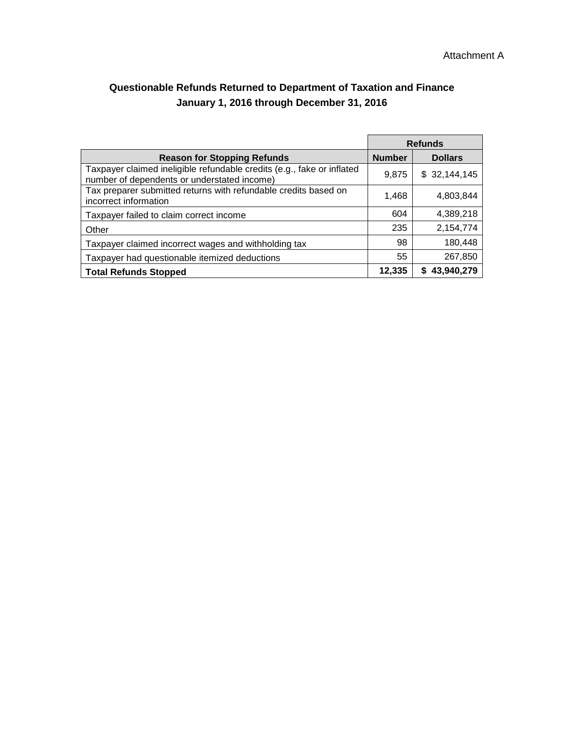Attachment A

## Questionable Refunds Returned to Department of Taxation and Finance
## January 1, 2016 through December 31, 2016

| | Refunds | |
|---|---|---|
| **Reason for Stopping Refunds** | **Number** | **Dollars** |
| Taxpayer claimed ineligible refundable credits (e.g., fake or inflated number of dependents or understated income) | 9,875 | $ 32,144,145 |
| Tax preparer submitted returns with refundable credits based on incorrect information | 1,468 | 4,803,844 |
| Taxpayer failed to claim correct income | 604 | 4,389,218 |
| Other | 235 | 2,154,774 |
| Taxpayer claimed incorrect wages and withholding tax | 98 | 180,448 |
| Taxpayer had questionable itemized deductions | 55 | 267,850 |
| **Total Refunds Stopped** | **12,335** | **$ 43,940,279** |